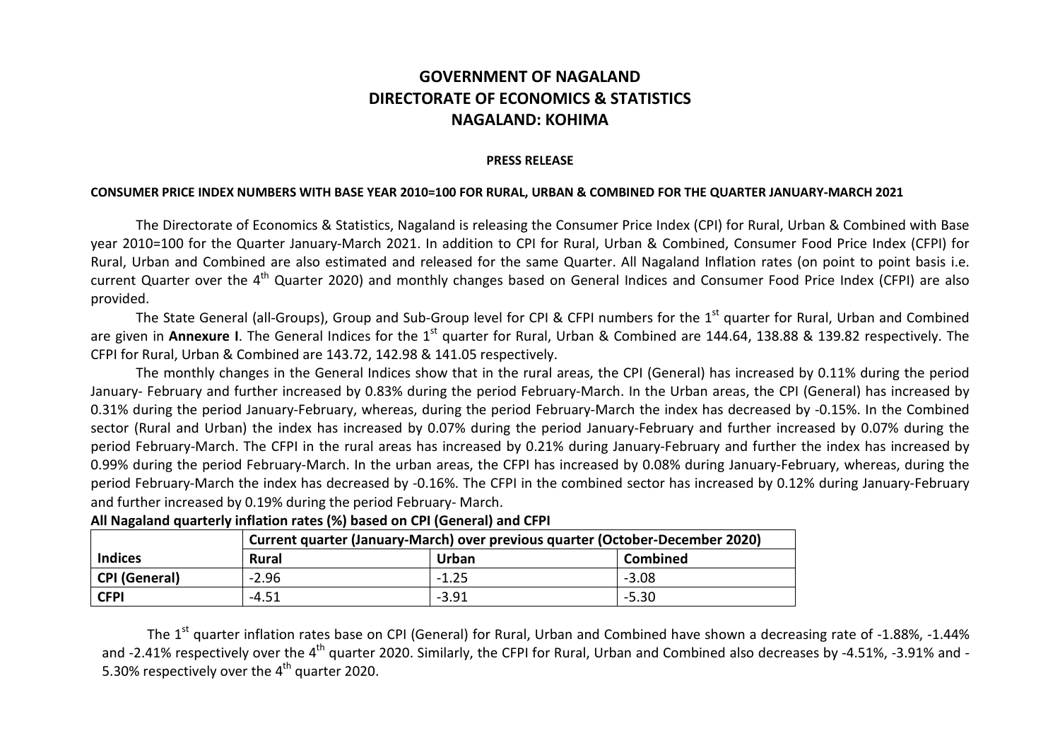# GOVERNMENT OF NAGALAND
# DIRECTORATE OF ECONOMICS & STATISTICS
# NAGALAND: KOHIMA

**PRESS RELEASE**

**CONSUMER PRICE INDEX NUMBERS WITH BASE YEAR 2010=100 FOR RURAL, URBAN & COMBINED FOR THE QUARTER JANUARY-MARCH 2021**

The Directorate of Economics & Statistics, Nagaland is releasing the Consumer Price Index (CPI) for Rural, Urban & Combined with Base year 2010=100 for the Quarter January-March 2021. In addition to CPI for Rural, Urban & Combined, Consumer Food Price Index (CFPI) for Rural, Urban and Combined are also estimated and released for the same Quarter. All Nagaland Inflation rates (on point to point basis i.e. current Quarter over the 4th Quarter 2020) and monthly changes based on General Indices and Consumer Food Price Index (CFPI) are also provided.

The State General (all-Groups), Group and Sub-Group level for CPI & CFPI numbers for the 1st quarter for Rural, Urban and Combined are given in **Annexure I**. The General Indices for the 1st quarter for Rural, Urban & Combined are 144.64, 138.88 & 139.82 respectively. The CFPI for Rural, Urban & Combined are 143.72, 142.98 & 141.05 respectively.

The monthly changes in the General Indices show that in the rural areas, the CPI (General) has increased by 0.11% during the period January- February and further increased by 0.83% during the period February-March. In the Urban areas, the CPI (General) has increased by 0.31% during the period January-February, whereas, during the period February-March the index has decreased by -0.15%. In the Combined sector (Rural and Urban) the index has increased by 0.07% during the period January-February and further increased by 0.07% during the period February-March. The CFPI in the rural areas has increased by 0.21% during January-February and further the index has increased by 0.99% during the period February-March. In the urban areas, the CFPI has increased by 0.08% during January-February, whereas, during the period February-March the index has decreased by -0.16%. The CFPI in the combined sector has increased by 0.12% during January-February and further increased by 0.19% during the period February- March.

**All Nagaland quarterly inflation rates (%) based on CPI (General) and CFPI**

| | Current quarter (January-March) over previous quarter (October-December 2020) | | |
|---|---|---|---|
| **Indices** | **Rural** | **Urban** | **Combined** |
| **CPI (General)** | -2.96 | -1.25 | -3.08 |
| **CFPI** | -4.51 | -3.91 | -5.30 |

The 1st quarter inflation rates base on CPI (General) for Rural, Urban and Combined have shown a decreasing rate of -1.88%, -1.44% and -2.41% respectively over the 4th quarter 2020. Similarly, the CFPI for Rural, Urban and Combined also decreases by -4.51%, -3.91% and -5.30% respectively over the 4th quarter 2020.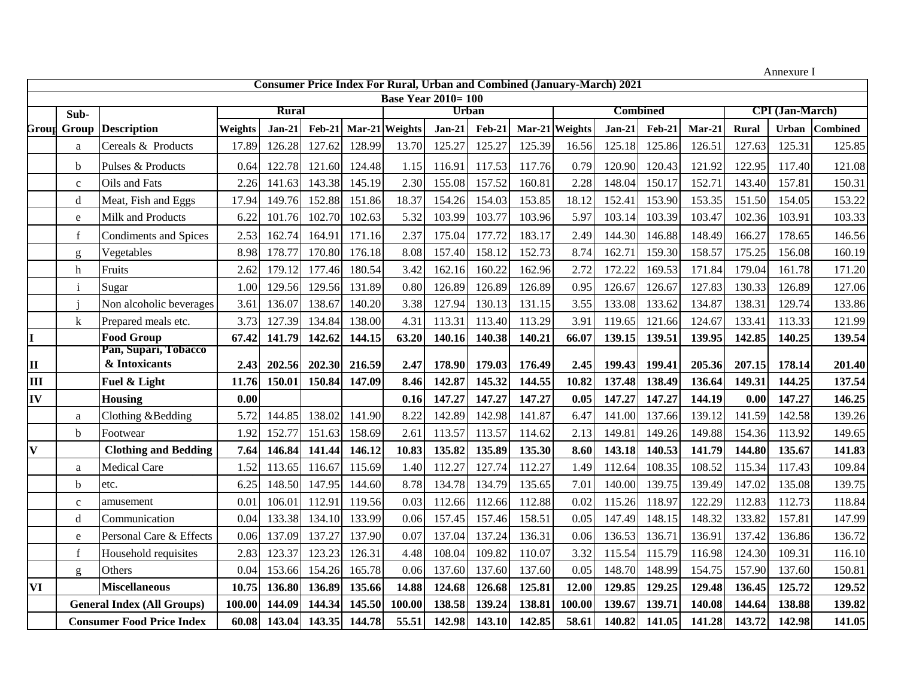Annexure I

| | | | | | | | | | | | | | | | | | |
|---|---|---|---|---|---|---|---|---|---|---|---|---|---|---|---|---|---|
| **Consumer Price Index For Rural, Urban and Combined (January-March) 2021** | | | | | | | | | | | | | | | | | |
| **Base Year 2010= 100** | | | | | | | | | | | | | | | | | |
| | **Sub-** | | **Rural** | | | | **Urban** | | | | **Combined** | | | | **CPI (Jan-March)** | | |
| **Group** | **Group** | **Description** | **Weights** | **Jan-21** | **Feb-21** | **Mar-21** | **Weights** | **Jan-21** | **Feb-21** | **Mar-21** | **Weights** | **Jan-21** | **Feb-21** | **Mar-21** | **Rural** | **Urban** | **Combined** |
| | a | Cereals & Products | 17.89 | 126.28 | 127.62 | 128.99 | 13.70 | 125.27 | 125.27 | 125.39 | 16.56 | 125.18 | 125.86 | 126.51 | 127.63 | 125.31 | 125.85 |
| | b | Pulses & Products | 0.64 | 122.78 | 121.60 | 124.48 | 1.15 | 116.91 | 117.53 | 117.76 | 0.79 | 120.90 | 120.43 | 121.92 | 122.95 | 117.40 | 121.08 |
| | c | Oils and Fats | 2.26 | 141.63 | 143.38 | 145.19 | 2.30 | 155.08 | 157.52 | 160.81 | 2.28 | 148.04 | 150.17 | 152.71 | 143.40 | 157.81 | 150.31 |
| | d | Meat, Fish and Eggs | 17.94 | 149.76 | 152.88 | 151.86 | 18.37 | 154.26 | 154.03 | 153.85 | 18.12 | 152.41 | 153.90 | 153.35 | 151.50 | 154.05 | 153.22 |
| | e | Milk and Products | 6.22 | 101.76 | 102.70 | 102.63 | 5.32 | 103.99 | 103.77 | 103.96 | 5.97 | 103.14 | 103.39 | 103.47 | 102.36 | 103.91 | 103.33 |
| | f | Condiments and Spices | 2.53 | 162.74 | 164.91 | 171.16 | 2.37 | 175.04 | 177.72 | 183.17 | 2.49 | 144.30 | 146.88 | 148.49 | 166.27 | 178.65 | 146.56 |
| | g | Vegetables | 8.98 | 178.77 | 170.80 | 176.18 | 8.08 | 157.40 | 158.12 | 152.73 | 8.74 | 162.71 | 159.30 | 158.57 | 175.25 | 156.08 | 160.19 |
| | h | Fruits | 2.62 | 179.12 | 177.46 | 180.54 | 3.42 | 162.16 | 160.22 | 162.96 | 2.72 | 172.22 | 169.53 | 171.84 | 179.04 | 161.78 | 171.20 |
| | i | Sugar | 1.00 | 129.56 | 129.56 | 131.89 | 0.80 | 126.89 | 126.89 | 126.89 | 0.95 | 126.67 | 126.67 | 127.83 | 130.33 | 126.89 | 127.06 |
| | j | Non alcoholic beverages | 3.61 | 136.07 | 138.67 | 140.20 | 3.38 | 127.94 | 130.13 | 131.15 | 3.55 | 133.08 | 133.62 | 134.87 | 138.31 | 129.74 | 133.86 |
| | k | Prepared meals etc. | 3.73 | 127.39 | 134.84 | 138.00 | 4.31 | 113.31 | 113.40 | 113.29 | 3.91 | 119.65 | 121.66 | 124.67 | 133.41 | 113.33 | 121.99 |
| **I** | | **Food Group** | **67.42** | **141.79** | **142.62** | **144.15** | **63.20** | **140.16** | **140.38** | **140.21** | **66.07** | **139.15** | **139.51** | **139.95** | **142.85** | **140.25** | **139.54** |
| **II** | | **Pan, Supari, Tobacco & Intoxicants** | **2.43** | **202.56** | **202.30** | **216.59** | **2.47** | **178.90** | **179.03** | **176.49** | **2.45** | **199.43** | **199.41** | **205.36** | **207.15** | **178.14** | **201.40** |
| **III** | | **Fuel & Light** | **11.76** | **150.01** | **150.84** | **147.09** | **8.46** | **142.87** | **145.32** | **144.55** | **10.82** | **137.48** | **138.49** | **136.64** | **149.31** | **144.25** | **137.54** |
| **IV** | | **Housing** | **0.00** | | | | **0.16** | **147.27** | **147.27** | **147.27** | **0.05** | **147.27** | **147.27** | **144.19** | **0.00** | **147.27** | **146.25** |
| | a | Clothing &Bedding | 5.72 | 144.85 | 138.02 | 141.90 | 8.22 | 142.89 | 142.98 | 141.87 | 6.47 | 141.00 | 137.66 | 139.12 | 141.59 | 142.58 | 139.26 |
| | b | Footwear | 1.92 | 152.77 | 151.63 | 158.69 | 2.61 | 113.57 | 113.57 | 114.62 | 2.13 | 149.81 | 149.26 | 149.88 | 154.36 | 113.92 | 149.65 |
| **V** | | **Clothing and Bedding** | **7.64** | **146.84** | **141.44** | **146.12** | **10.83** | **135.82** | **135.89** | **135.30** | **8.60** | **143.18** | **140.53** | **141.79** | **144.80** | **135.67** | **141.83** |
| | a | Medical Care | 1.52 | 113.65 | 116.67 | 115.69 | 1.40 | 112.27 | 127.74 | 112.27 | 1.49 | 112.64 | 108.35 | 108.52 | 115.34 | 117.43 | 109.84 |
| | b | etc. | 6.25 | 148.50 | 147.95 | 144.60 | 8.78 | 134.78 | 134.79 | 135.65 | 7.01 | 140.00 | 139.75 | 139.49 | 147.02 | 135.08 | 139.75 |
| | c | amusement | 0.01 | 106.01 | 112.91 | 119.56 | 0.03 | 112.66 | 112.66 | 112.88 | 0.02 | 115.26 | 118.97 | 122.29 | 112.83 | 112.73 | 118.84 |
| | d | Communication | 0.04 | 133.38 | 134.10 | 133.99 | 0.06 | 157.45 | 157.46 | 158.51 | 0.05 | 147.49 | 148.15 | 148.32 | 133.82 | 157.81 | 147.99 |
| | e | Personal Care & Effects | 0.06 | 137.09 | 137.27 | 137.90 | 0.07 | 137.04 | 137.24 | 136.31 | 0.06 | 136.53 | 136.71 | 136.91 | 137.42 | 136.86 | 136.72 |
| | f | Household requisites | 2.83 | 123.37 | 123.23 | 126.31 | 4.48 | 108.04 | 109.82 | 110.07 | 3.32 | 115.54 | 115.79 | 116.98 | 124.30 | 109.31 | 116.10 |
| | g | Others | 0.04 | 153.66 | 154.26 | 165.78 | 0.06 | 137.60 | 137.60 | 137.60 | 0.05 | 148.70 | 148.99 | 154.75 | 157.90 | 137.60 | 150.81 |
| **VI** | | **Miscellaneous** | **10.75** | **136.80** | **136.89** | **135.66** | **14.88** | **124.68** | **126.68** | **125.81** | **12.00** | **129.85** | **129.25** | **129.48** | **136.45** | **125.72** | **129.52** |
| | **General Index (All Groups)** | | **100.00** | **144.09** | **144.34** | **145.50** | **100.00** | **138.58** | **139.24** | **138.81** | **100.00** | **139.67** | **139.71** | **140.08** | **144.64** | **138.88** | **139.82** |
| | **Consumer Food Price Index** | | **60.08** | **143.04** | **143.35** | **144.78** | **55.51** | **142.98** | **143.10** | **142.85** | **58.61** | **140.82** | **141.05** | **141.28** | **143.72** | **142.98** | **141.05** |